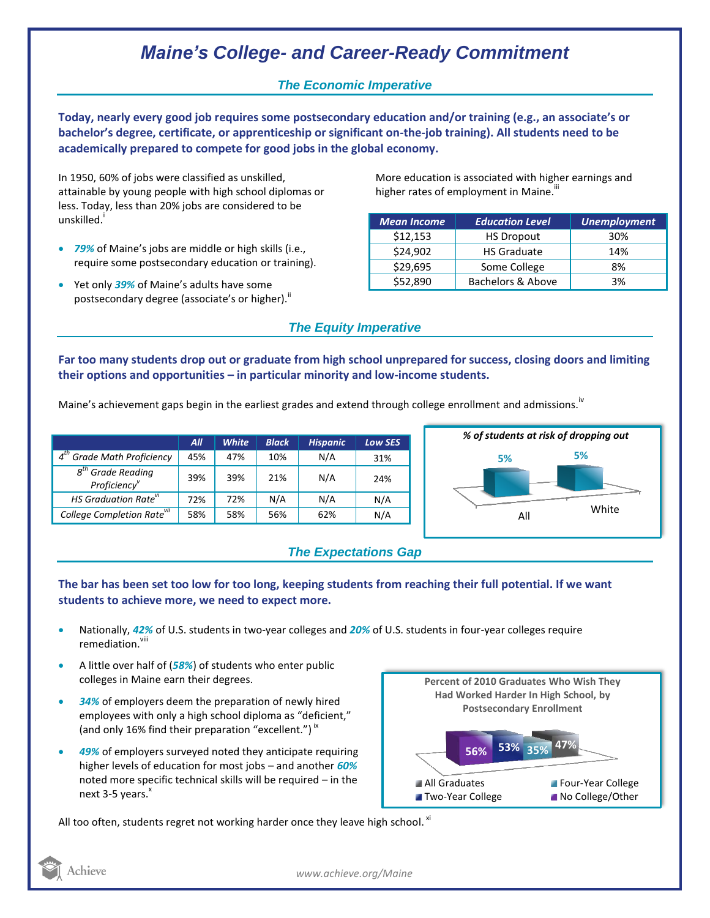# Maine's College- and Career-Ready Commitment

## The Economic Imperative

**Today, nearly every good job requires some postsecondary education and/or training (e.g., an associate's or bachelor's degree, certificate, or apprenticeship or significant on-the-job training). All students need to be academically prepared to compete for good jobs in the global economy.**

In 1950, 60% of jobs were classified as unskilled, attainable by young people with high school diplomas or less. Today, less than 20% jobs are considered to be unskilled.[i]

- ***79%*** of Maine's jobs are middle or high skills (i.e., require some postsecondary education or training).
- Yet only ***39%*** of Maine's adults have some postsecondary degree (associate's or higher).[ii]

More education is associated with higher earnings and higher rates of employment in Maine.[iii]

| Mean Income | Education Level | Unemployment |
|---|---|---|
| $12,153 | HS Dropout | 30% |
| $24,902 | HS Graduate | 14% |
| $29,695 | Some College | 8% |
| $52,890 | Bachelors & Above | 3% |

## The Equity Imperative

**Far too many students drop out or graduate from high school unprepared for success, closing doors and limiting their options and opportunities – in particular minority and low-income students.**

Maine's achievement gaps begin in the earliest grades and extend through college enrollment and admissions.[iv]

| | All | White | Black | Hispanic | Low SES |
|---|---|---|---|---|---|
| *4th Grade Math Proficiency* | 45% | 47% | 10% | N/A | 31% |
| *8th Grade Reading Proficiency*[v] | 39% | 39% | 21% | N/A | 24% |
| *HS Graduation Rate*[vi] | 72% | 72% | N/A | N/A | N/A |
| *College Completion Rate*[vii] | 58% | 58% | 56% | 62% | N/A |

*% of students at risk of dropping out*

| All | White |
|---|---|
| 5% | 5% |

## The Expectations Gap

**The bar has been set too low for too long, keeping students from reaching their full potential. If we want students to achieve more, we need to expect more.**

- Nationally, ***42%*** of U.S. students in two-year colleges and ***20%*** of U.S. students in four-year colleges require remediation.[viii]
- A little over half of (***58%***) of students who enter public colleges in Maine earn their degrees.
- ***34%*** of employers deem the preparation of newly hired employees with only a high school diploma as "deficient," (and only 16% find their preparation "excellent.")[ix]
- ***49%*** of employers surveyed noted they anticipate requiring higher levels of education for most jobs – and another ***60%*** noted more specific technical skills will be required – in the next 3-5 years.[x]

**Percent of 2010 Graduates Who Wish They Had Worked Harder In High School, by Postsecondary Enrollment**

| No College/Other | Two-Year College | Four-Year College | All Graduates |
|---|---|---|---|
| 56% | 53% | 35% | 47% |

All too often, students regret not working harder once they leave high school.[xi]

www.achieve.org/Maine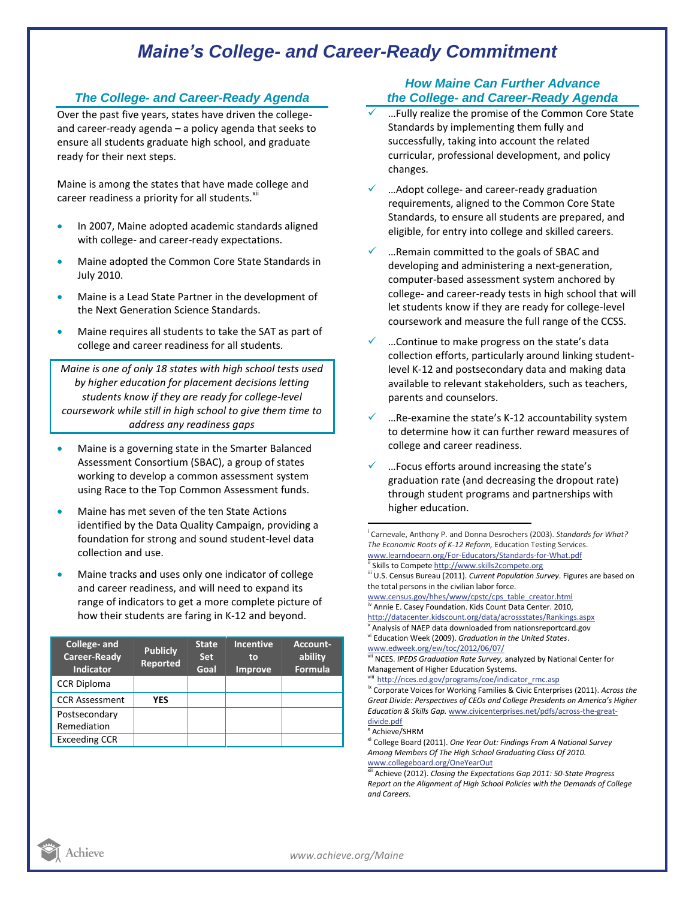# Maine's College- and Career-Ready Commitment

## The College- and Career-Ready Agenda

Over the past five years, states have driven the college- and career-ready agenda – a policy agenda that seeks to ensure all students graduate high school, and graduate ready for their next steps.

Maine is among the states that have made college and career readiness a priority for all students.[xii]

- In 2007, Maine adopted academic standards aligned with college- and career-ready expectations.
- Maine adopted the Common Core State Standards in July 2010.
- Maine is a Lead State Partner in the development of the Next Generation Science Standards.
- Maine requires all students to take the SAT as part of college and career readiness for all students.

*Maine is one of only 18 states with high school tests used by higher education for placement decisions letting students know if they are ready for college-level coursework while still in high school to give them time to address any readiness gaps*

- Maine is a governing state in the Smarter Balanced Assessment Consortium (SBAC), a group of states working to develop a common assessment system using Race to the Top Common Assessment funds.
- Maine has met seven of the ten State Actions identified by the Data Quality Campaign, providing a foundation for strong and sound student-level data collection and use.
- Maine tracks and uses only one indicator of college and career readiness, and will need to expand its range of indicators to get a more complete picture of how their students are faring in K-12 and beyond.

| College- and Career-Ready Indicator | Publicly Reported | State Set Goal | Incentive to Improve | Account-ability Formula |
|---|---|---|---|---|
| CCR Diploma | | | | |
| CCR Assessment | **YES** | | | |
| Postsecondary Remediation | | | | |
| Exceeding CCR | | | | |

## How Maine Can Further Advance the College- and Career-Ready Agenda

- ✓ …Fully realize the promise of the Common Core State Standards by implementing them fully and successfully, taking into account the related curricular, professional development, and policy changes.
- ✓ …Adopt college- and career-ready graduation requirements, aligned to the Common Core State Standards, to ensure all students are prepared, and eligible, for entry into college and skilled careers.
- ✓ …Remain committed to the goals of SBAC and developing and administering a next-generation, computer-based assessment system anchored by college- and career-ready tests in high school that will let students know if they are ready for college-level coursework and measure the full range of the CCSS.
- ✓ …Continue to make progress on the state's data collection efforts, particularly around linking student-level K-12 and postsecondary data and making data available to relevant stakeholders, such as teachers, parents and counselors.
- ✓ …Re-examine the state's K-12 accountability system to determine how it can further reward measures of college and career readiness.
- ✓ …Focus efforts around increasing the state's graduation rate (and decreasing the dropout rate) through student programs and partnerships with higher education.

---

[i] Carnevale, Anthony P. and Donna Desrochers (2003). *Standards for What? The Economic Roots of K-12 Reform,* Education Testing Services. www.learndoearn.org/For-Educators/Standards-for-What.pdf

[ii] Skills to Compete http://www.skills2compete.org

[iii] U.S. Census Bureau (2011). *Current Population Survey*. Figures are based on the total persons in the civilian labor force. www.census.gov/hhes/www/cpstc/cps_table_creator.html

[iv] Annie E. Casey Foundation. Kids Count Data Center. 2010, http://datacenter.kidscount.org/data/acrossstates/Rankings.aspx

[v] Analysis of NAEP data downloaded from nationsreportcard.gov

[vi] Education Week (2009). *Graduation in the United States*. www.edweek.org/ew/toc/2012/06/07/

[vii] NCES. *IPEDS Graduation Rate Survey,* analyzed by National Center for Management of Higher Education Systems.

[viii] http://nces.ed.gov/programs/coe/indicator_rmc.asp

[ix] Corporate Voices for Working Families & Civic Enterprises (2011). *Across the Great Divide: Perspectives of CEOs and College Presidents on America's Higher Education & Skills Gap.* www.civicenterprises.net/pdfs/across-the-great-divide.pdf

[x] Achieve/SHRM

[xi] College Board (2011). *One Year Out: Findings From A National Survey Among Members Of The High School Graduating Class Of 2010.* www.collegeboard.org/OneYearOut

[xii] Achieve (2012). *Closing the Expectations Gap 2011: 50-State Progress Report on the Alignment of High School Policies with the Demands of College and Careers.*